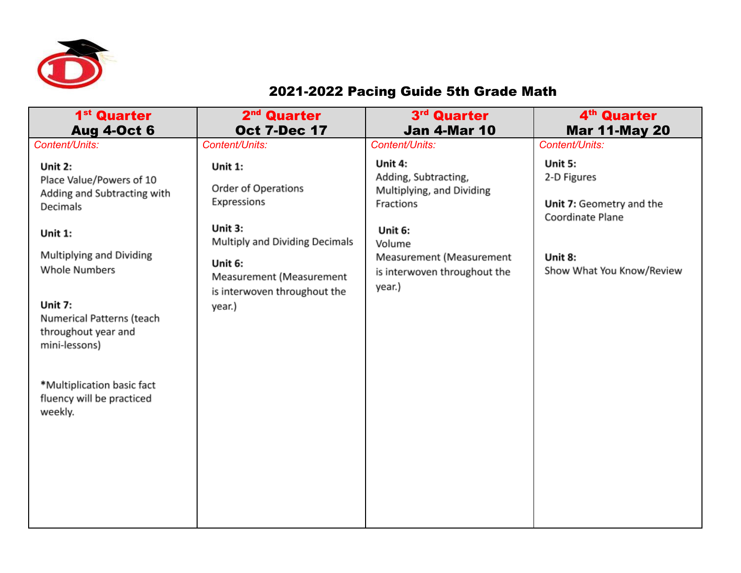# 2021-2022 Pacing Guide 5th Grade Math

| 1st Quarter Aug 4-Oct 6 | 2nd Quarter Oct 7-Dec 17 | 3rd Quarter Jan 4-Mar 10 | 4th Quarter Mar 11-May 20 |
|---|---|---|---|
| *Content/Units:*<br><br>**Unit 2:**<br>Place Value/Powers of 10<br>Adding and Subtracting with Decimals<br><br>**Unit 1:**<br>Multiplying and Dividing Whole Numbers<br><br>**Unit 7:**<br>Numerical Patterns (teach throughout year and mini-lessons)<br><br>*Multiplication basic fact fluency will be practiced weekly. | *Content/Units:*<br><br>**Unit 1:**<br>Order of Operations<br>Expressions<br><br>**Unit 3:**<br>Multiply and Dividing Decimals<br><br>**Unit 6:**<br>Measurement (Measurement is interwoven throughout the year.) | *Content/Units:*<br><br>**Unit 4:**<br>Adding, Subtracting, Multiplying, and Dividing Fractions<br><br>**Unit 6:**<br>Volume<br>Measurement (Measurement is interwoven throughout the year.) | *Content/Units:*<br><br>**Unit 5:**<br>2-D Figures<br><br>**Unit 7:** Geometry and the Coordinate Plane<br><br>**Unit 8:**<br>Show What You Know/Review |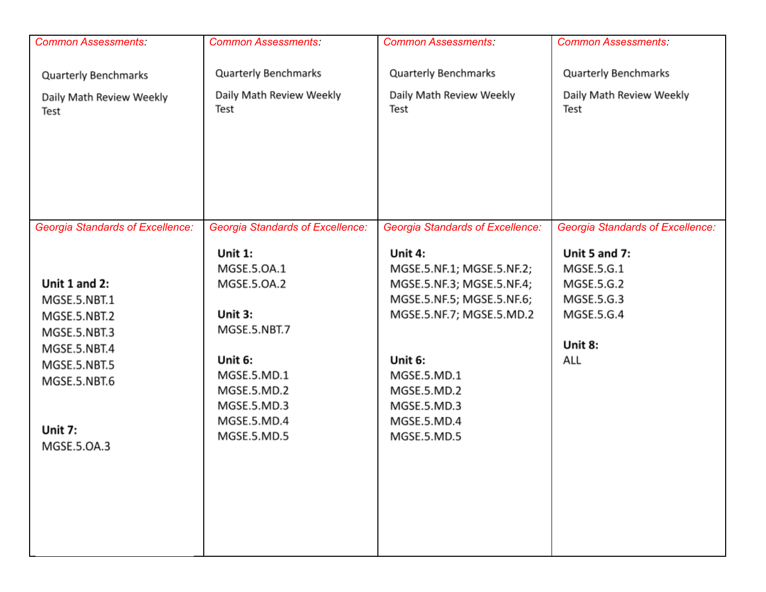| *Common Assessments:* | *Common Assessments:* | *Common Assessments:* | *Common Assessments:* |
|---|---|---|---|
| Quarterly Benchmarks<br><br>Daily Math Review Weekly Test | Quarterly Benchmarks<br><br>Daily Math Review Weekly Test | Quarterly Benchmarks<br><br>Daily Math Review Weekly Test | Quarterly Benchmarks<br><br>Daily Math Review Weekly Test |
| *Georgia Standards of Excellence:*<br><br>**Unit 1 and 2:**<br>MGSE.5.NBT.1<br>MGSE.5.NBT.2<br>MGSE.5.NBT.3<br>MGSE.5.NBT.4<br>MGSE.5.NBT.5<br>MGSE.5.NBT.6<br><br>**Unit 7:**<br>MGSE.5.OA.3 | *Georgia Standards of Excellence:*<br><br>**Unit 1:**<br>MGSE.5.OA.1<br>MGSE.5.OA.2<br><br>**Unit 3:**<br>MGSE.5.NBT.7<br><br>**Unit 6:**<br>MGSE.5.MD.1<br>MGSE.5.MD.2<br>MGSE.5.MD.3<br>MGSE.5.MD.4<br>MGSE.5.MD.5 | *Georgia Standards of Excellence:*<br><br>**Unit 4:**<br>MGSE.5.NF.1; MGSE.5.NF.2; MGSE.5.NF.3; MGSE.5.NF.4; MGSE.5.NF.5; MGSE.5.NF.6; MGSE.5.NF.7; MGSE.5.MD.2<br><br>**Unit 6:**<br>MGSE.5.MD.1<br>MGSE.5.MD.2<br>MGSE.5.MD.3<br>MGSE.5.MD.4<br>MGSE.5.MD.5 | *Georgia Standards of Excellence:*<br><br>**Unit 5 and 7:**<br>MGSE.5.G.1<br>MGSE.5.G.2<br>MGSE.5.G.3<br>MGSE.5.G.4<br><br>**Unit 8:**<br>ALL |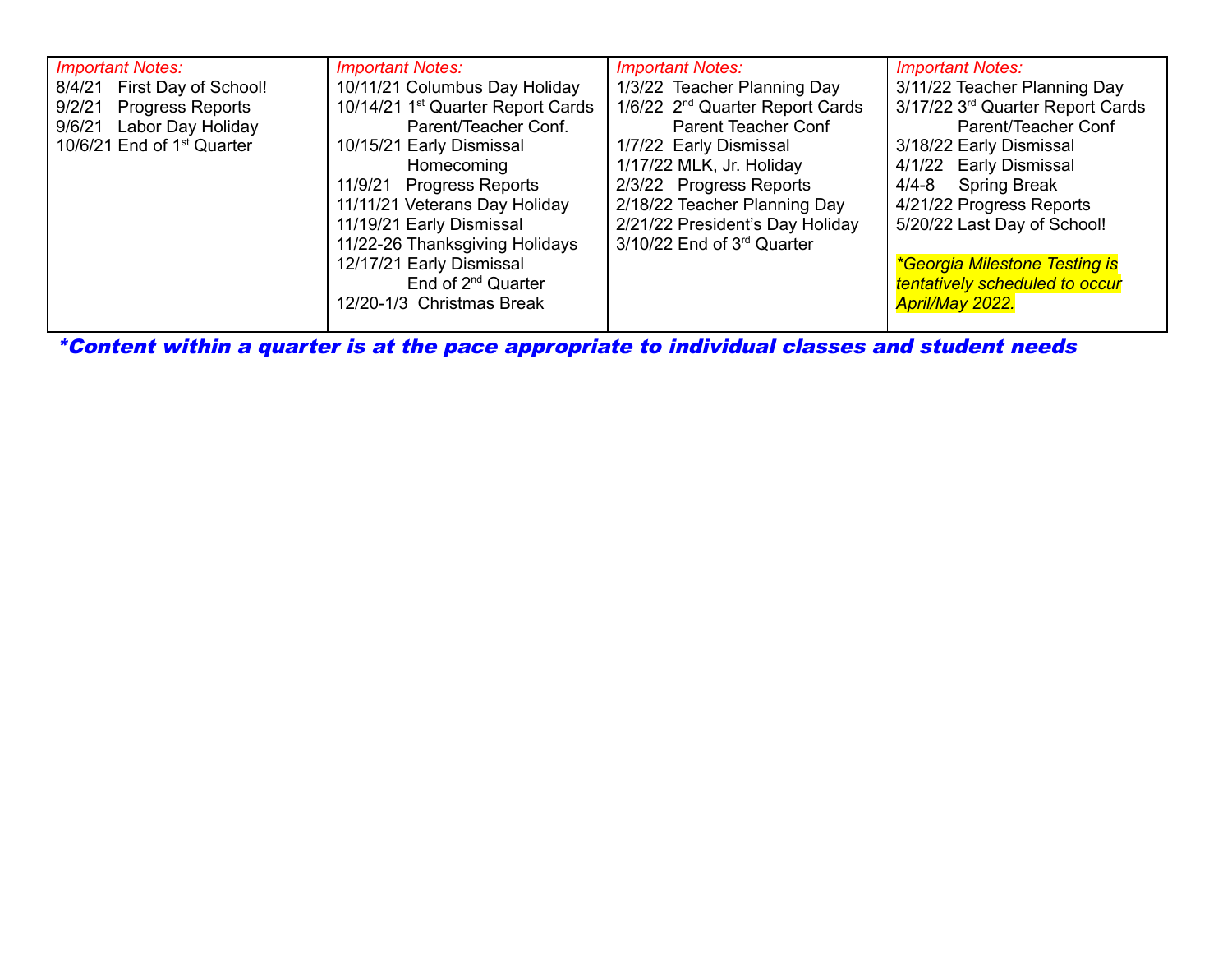| | | | |
|---|---|---|---|
| *Important Notes:*<br>8/4/21 First Day of School!<br>9/2/21 Progress Reports<br>9/6/21 Labor Day Holiday<br>10/6/21 End of 1st Quarter | *Important Notes:*<br>10/11/21 Columbus Day Holiday<br>10/14/21 1st Quarter Report Cards Parent/Teacher Conf.<br>10/15/21 Early Dismissal Homecoming<br>11/9/21 Progress Reports<br>11/11/21 Veterans Day Holiday<br>11/19/21 Early Dismissal<br>11/22-26 Thanksgiving Holidays<br>12/17/21 Early Dismissal End of 2nd Quarter<br>12/20-1/3 Christmas Break | *Important Notes:*<br>1/3/22 Teacher Planning Day<br>1/6/22 2nd Quarter Report Cards Parent Teacher Conf<br>1/7/22 Early Dismissal<br>1/17/22 MLK, Jr. Holiday<br>2/3/22 Progress Reports<br>2/18/22 Teacher Planning Day<br>2/21/22 President's Day Holiday<br>3/10/22 End of 3rd Quarter | *Important Notes:*<br>3/11/22 Teacher Planning Day<br>3/17/22 3rd Quarter Report Cards Parent/Teacher Conf<br>3/18/22 Early Dismissal<br>4/1/22 Early Dismissal<br>4/4-8 Spring Break<br>4/21/22 Progress Reports<br>5/20/22 Last Day of School!<br><br>*\*Georgia Milestone Testing is tentatively scheduled to occur April/May 2022.* |

***Content within a quarter is at the pace appropriate to individual classes and student needs**